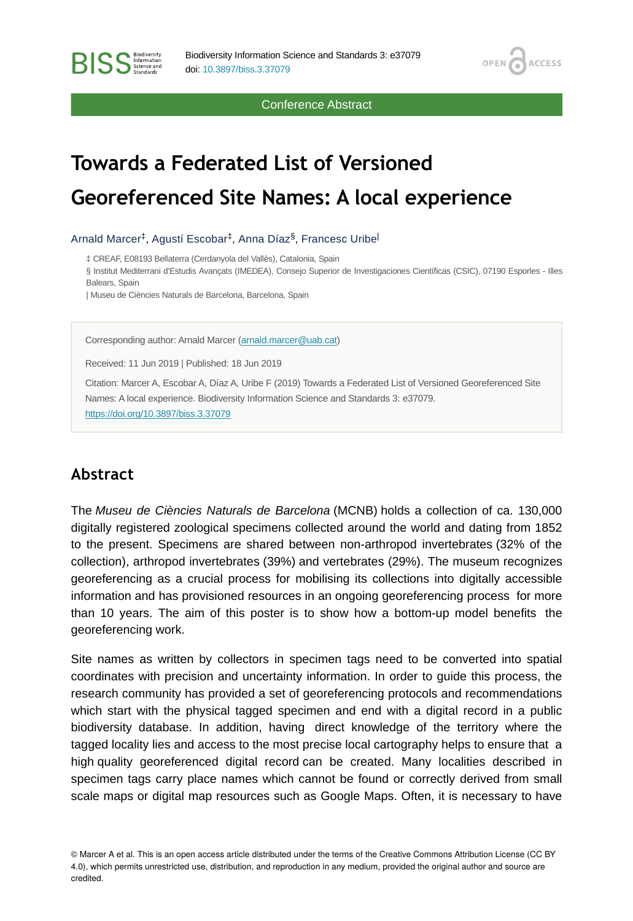Conference Abstract

# Towards a Federated List of Versioned Georeferenced Site Names: A local experience

Arnald Marcer[‡], Agustí Escobar[‡], Anna Díaz[§], Francesc Uribe[|]

‡ CREAF, E08193 Bellaterra (Cerdanyola del Vallès), Catalonia, Spain
§ Institut Mediterrani d'Estudis Avançats (IMEDEA), Consejo Superior de Investigaciones Científicas (CSIC), 07190 Esporles - Illes Balears, Spain
| Museu de Ciències Naturals de Barcelona, Barcelona, Spain

Corresponding author: Arnald Marcer (arnald.marcer@uab.cat)

Received: 11 Jun 2019 | Published: 18 Jun 2019

Citation: Marcer A, Escobar A, Díaz A, Uribe F (2019) Towards a Federated List of Versioned Georeferenced Site Names: A local experience. Biodiversity Information Science and Standards 3: e37079. https://doi.org/10.3897/biss.3.37079

## Abstract

The *Museu de Ciències Naturals de Barcelona* (MCNB) holds a collection of ca. 130,000 digitally registered zoological specimens collected around the world and dating from 1852 to the present. Specimens are shared between non-arthropod invertebrates (32% of the collection), arthropod invertebrates (39%) and vertebrates (29%). The museum recognizes georeferencing as a crucial process for mobilising its collections into digitally accessible information and has provisioned resources in an ongoing georeferencing process for more than 10 years. The aim of this poster is to show how a bottom-up model benefits the georeferencing work.

Site names as written by collectors in specimen tags need to be converted into spatial coordinates with precision and uncertainty information. In order to guide this process, the research community has provided a set of georeferencing protocols and recommendations which start with the physical tagged specimen and end with a digital record in a public biodiversity database. In addition, having direct knowledge of the territory where the tagged locality lies and access to the most precise local cartography helps to ensure that a high quality georeferenced digital record can be created. Many localities described in specimen tags carry place names which cannot be found or correctly derived from small scale maps or digital map resources such as Google Maps. Often, it is necessary to have

© Marcer A et al. This is an open access article distributed under the terms of the Creative Commons Attribution License (CC BY 4.0), which permits unrestricted use, distribution, and reproduction in any medium, provided the original author and source are credited.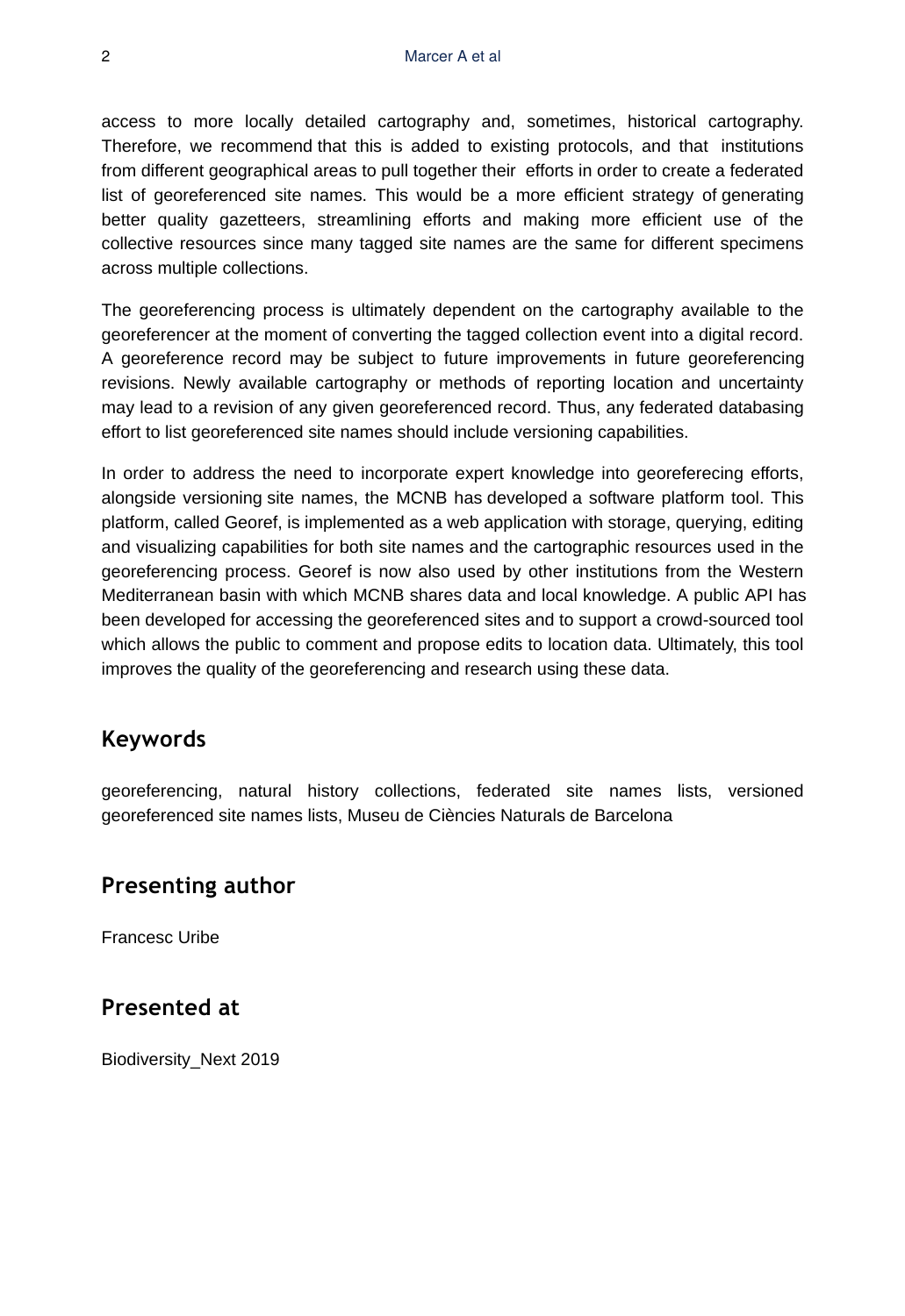access to more locally detailed cartography and, sometimes, historical cartography. Therefore, we recommend that this is added to existing protocols, and that institutions from different geographical areas to pull together their efforts in order to create a federated list of georeferenced site names. This would be a more efficient strategy of generating better quality gazetteers, streamlining efforts and making more efficient use of the collective resources since many tagged site names are the same for different specimens across multiple collections.

The georeferencing process is ultimately dependent on the cartography available to the georeferencer at the moment of converting the tagged collection event into a digital record. A georeference record may be subject to future improvements in future georeferencing revisions. Newly available cartography or methods of reporting location and uncertainty may lead to a revision of any given georeferenced record. Thus, any federated databasing effort to list georeferenced site names should include versioning capabilities.

In order to address the need to incorporate expert knowledge into georeferecing efforts, alongside versioning site names, the MCNB has developed a software platform tool. This platform, called Georef, is implemented as a web application with storage, querying, editing and visualizing capabilities for both site names and the cartographic resources used in the georeferencing process. Georef is now also used by other institutions from the Western Mediterranean basin with which MCNB shares data and local knowledge. A public API has been developed for accessing the georeferenced sites and to support a crowd-sourced tool which allows the public to comment and propose edits to location data. Ultimately, this tool improves the quality of the georeferencing and research using these data.

## Keywords

georeferencing, natural history collections, federated site names lists, versioned georeferenced site names lists, Museu de Ciències Naturals de Barcelona

## Presenting author

Francesc Uribe

## Presented at

Biodiversity_Next 2019